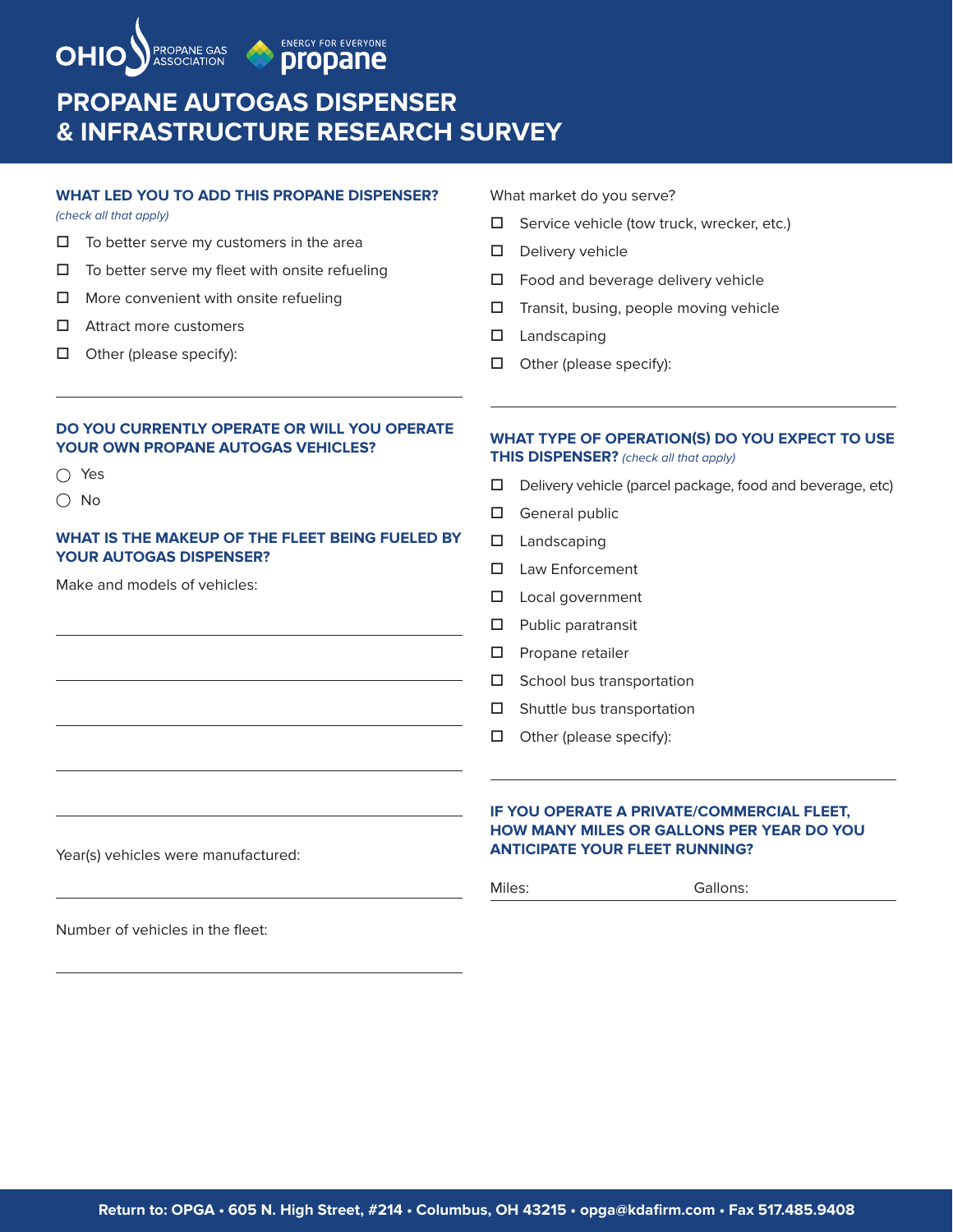OHIO PROPANE GAS ASSOCIATION — ENERGY FOR EVERYONE propane

# PROPANE AUTOGAS DISPENSER & INFRASTRUCTURE RESEARCH SURVEY

## WHAT LED YOU TO ADD THIS PROPANE DISPENSER?

*(check all that apply)*

- ☐ To better serve my customers in the area
- ☐ To better serve my fleet with onsite refueling
- ☐ More convenient with onsite refueling
- ☐ Attract more customers
- ☐ Other (please specify): ____________________

What market do you serve?

- ☐ Service vehicle (tow truck, wrecker, etc.)
- ☐ Delivery vehicle
- ☐ Food and beverage delivery vehicle
- ☐ Transit, busing, people moving vehicle
- ☐ Landscaping
- ☐ Other (please specify): ____________________

## DO YOU CURRENTLY OPERATE OR WILL YOU OPERATE YOUR OWN PROPANE AUTOGAS VEHICLES?

- ◯ Yes
- ◯ No

## WHAT IS THE MAKEUP OF THE FLEET BEING FUELED BY YOUR AUTOGAS DISPENSER?

Make and models of vehicles: ____________________

Year(s) vehicles were manufactured: ____________________

Number of vehicles in the fleet: ____________________

## WHAT TYPE OF OPERATION(S) DO YOU EXPECT TO USE THIS DISPENSER? *(check all that apply)*

- ☐ Delivery vehicle (parcel package, food and beverage, etc)
- ☐ General public
- ☐ Landscaping
- ☐ Law Enforcement
- ☐ Local government
- ☐ Public paratransit
- ☐ Propane retailer
- ☐ School bus transportation
- ☐ Shuttle bus transportation
- ☐ Other (please specify): ____________________

## IF YOU OPERATE A PRIVATE/COMMERCIAL FLEET, HOW MANY MILES OR GALLONS PER YEAR DO YOU ANTICIPATE YOUR FLEET RUNNING?

Miles: __________ Gallons: __________

**Return to: OPGA • 605 N. High Street, #214 • Columbus, OH 43215 • opga@kdafirm.com • Fax 517.485.9408**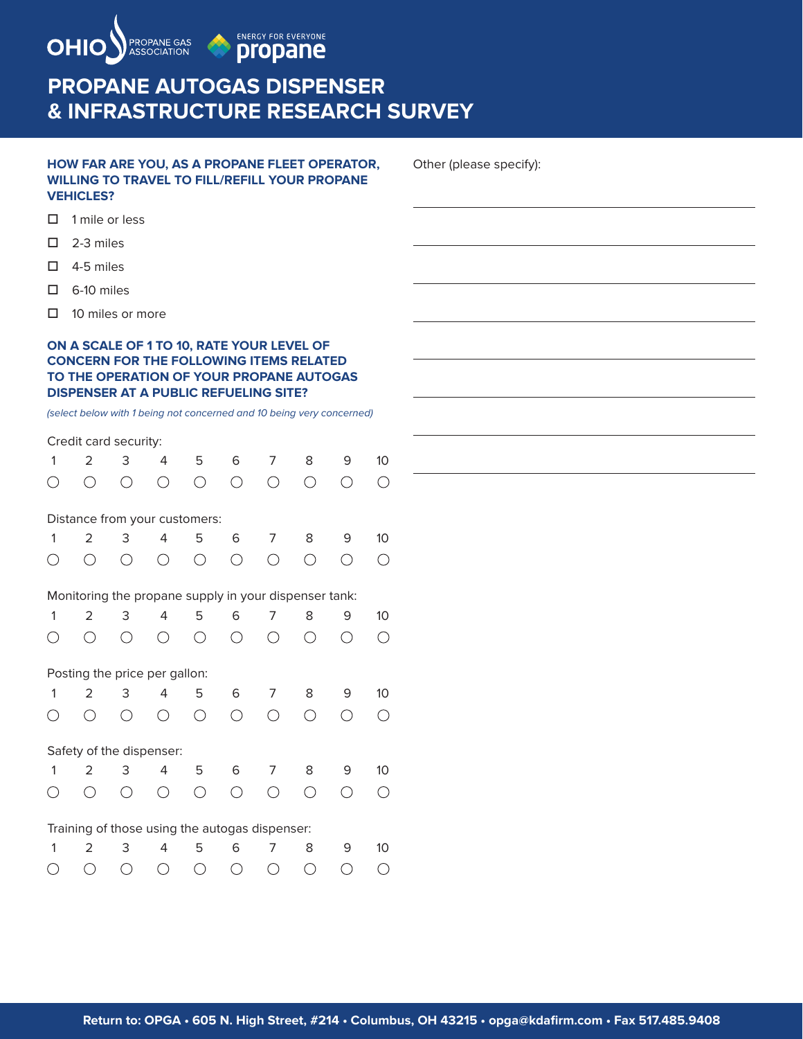# PROPANE AUTOGAS DISPENSER & INFRASTRUCTURE RESEARCH SURVEY

### HOW FAR ARE YOU, AS A PROPANE FLEET OPERATOR, WILLING TO TRAVEL TO FILL/REFILL YOUR PROPANE VEHICLES?

- ☐ 1 mile or less
- ☐ 2-3 miles
- ☐ 4-5 miles
- ☐ 6-10 miles
- ☐ 10 miles or more

### ON A SCALE OF 1 TO 10, RATE YOUR LEVEL OF CONCERN FOR THE FOLLOWING ITEMS RELATED TO THE OPERATION OF YOUR PROPANE AUTOGAS DISPENSER AT A PUBLIC REFUELING SITE?

*(select below with 1 being not concerned and 10 being very concerned)*

Credit card security:

| 1 | 2 | 3 | 4 | 5 | 6 | 7 | 8 | 9 | 10 |
|---|---|---|---|---|---|---|---|---|---|
| ○ | ○ | ○ | ○ | ○ | ○ | ○ | ○ | ○ | ○ |

Distance from your customers:

| 1 | 2 | 3 | 4 | 5 | 6 | 7 | 8 | 9 | 10 |
|---|---|---|---|---|---|---|---|---|---|
| ○ | ○ | ○ | ○ | ○ | ○ | ○ | ○ | ○ | ○ |

Monitoring the propane supply in your dispenser tank:

| 1 | 2 | 3 | 4 | 5 | 6 | 7 | 8 | 9 | 10 |
|---|---|---|---|---|---|---|---|---|---|
| ○ | ○ | ○ | ○ | ○ | ○ | ○ | ○ | ○ | ○ |

Posting the price per gallon:

| 1 | 2 | 3 | 4 | 5 | 6 | 7 | 8 | 9 | 10 |
|---|---|---|---|---|---|---|---|---|---|
| ○ | ○ | ○ | ○ | ○ | ○ | ○ | ○ | ○ | ○ |

Safety of the dispenser:

| 1 | 2 | 3 | 4 | 5 | 6 | 7 | 8 | 9 | 10 |
|---|---|---|---|---|---|---|---|---|---|
| ○ | ○ | ○ | ○ | ○ | ○ | ○ | ○ | ○ | ○ |

Training of those using the autogas dispenser:

| 1 | 2 | 3 | 4 | 5 | 6 | 7 | 8 | 9 | 10 |
|---|---|---|---|---|---|---|---|---|---|
| ○ | ○ | ○ | ○ | ○ | ○ | ○ | ○ | ○ | ○ |

Other (please specify):

\_\_\_\_\_\_\_\_\_\_\_\_\_\_\_\_\_\_\_\_\_\_\_\_\_\_\_\_\_\_\_\_\_\_\_\_\_\_\_\_

\_\_\_\_\_\_\_\_\_\_\_\_\_\_\_\_\_\_\_\_\_\_\_\_\_\_\_\_\_\_\_\_\_\_\_\_\_\_\_\_

\_\_\_\_\_\_\_\_\_\_\_\_\_\_\_\_\_\_\_\_\_\_\_\_\_\_\_\_\_\_\_\_\_\_\_\_\_\_\_\_

\_\_\_\_\_\_\_\_\_\_\_\_\_\_\_\_\_\_\_\_\_\_\_\_\_\_\_\_\_\_\_\_\_\_\_\_\_\_\_\_

\_\_\_\_\_\_\_\_\_\_\_\_\_\_\_\_\_\_\_\_\_\_\_\_\_\_\_\_\_\_\_\_\_\_\_\_\_\_\_\_

\_\_\_\_\_\_\_\_\_\_\_\_\_\_\_\_\_\_\_\_\_\_\_\_\_\_\_\_\_\_\_\_\_\_\_\_\_\_\_\_

\_\_\_\_\_\_\_\_\_\_\_\_\_\_\_\_\_\_\_\_\_\_\_\_\_\_\_\_\_\_\_\_\_\_\_\_\_\_\_\_

\_\_\_\_\_\_\_\_\_\_\_\_\_\_\_\_\_\_\_\_\_\_\_\_\_\_\_\_\_\_\_\_\_\_\_\_\_\_\_\_

**Return to: OPGA • 605 N. High Street, #214 • Columbus, OH 43215 • opga@kdafirm.com • Fax 517.485.9408**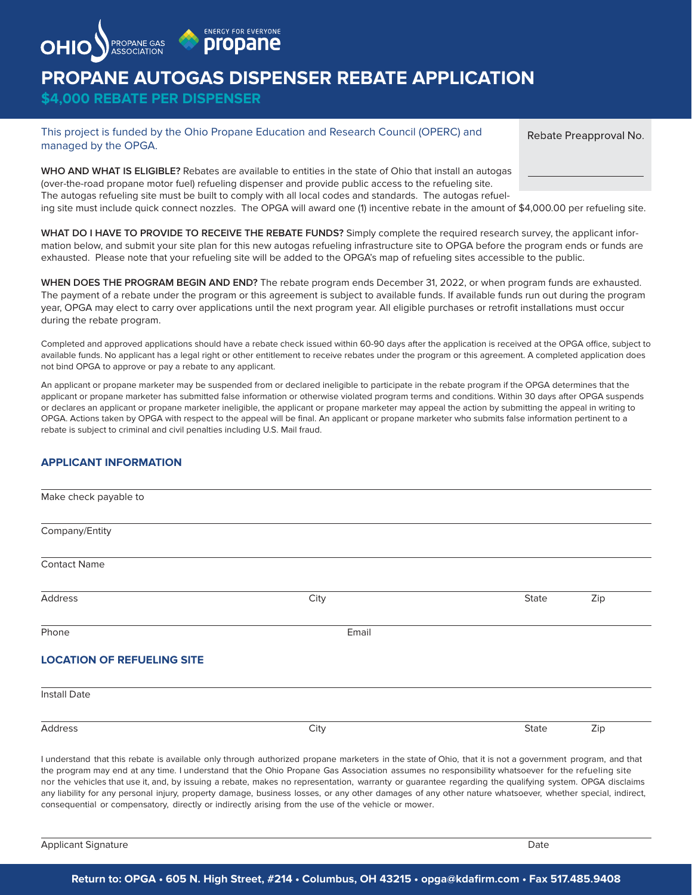OHIO PROPANE GAS ASSOCIATION

ENERGY FOR EVERYONE propane

# PROPANE AUTOGAS DISPENSER REBATE APPLICATION

## $4,000 REBATE PER DISPENSER

This project is funded by the Ohio Propane Education and Research Council (OPERC) and managed by the OPGA.

Rebate Preapproval No. ____________________

**WHO AND WHAT IS ELIGIBLE?** Rebates are available to entities in the state of Ohio that install an autogas (over-the-road propane motor fuel) refueling dispenser and provide public access to the refueling site. The autogas refueling site must be built to comply with all local codes and standards. The autogas refueling site must include quick connect nozzles. The OPGA will award one (1) incentive rebate in the amount of $4,000.00 per refueling site.

**WHAT DO I HAVE TO PROVIDE TO RECEIVE THE REBATE FUNDS?** Simply complete the required research survey, the applicant information below, and submit your site plan for this new autogas refueling infrastructure site to OPGA before the program ends or funds are exhausted. Please note that your refueling site will be added to the OPGA's map of refueling sites accessible to the public.

**WHEN DOES THE PROGRAM BEGIN AND END?** The rebate program ends December 31, 2022, or when program funds are exhausted. The payment of a rebate under the program or this agreement is subject to available funds. If available funds run out during the program year, OPGA may elect to carry over applications until the next program year. All eligible purchases or retrofit installations must occur during the rebate program.

Completed and approved applications should have a rebate check issued within 60-90 days after the application is received at the OPGA office, subject to available funds. No applicant has a legal right or other entitlement to receive rebates under the program or this agreement. A completed application does not bind OPGA to approve or pay a rebate to any applicant.

An applicant or propane marketer may be suspended from or declared ineligible to participate in the rebate program if the OPGA determines that the applicant or propane marketer has submitted false information or otherwise violated program terms and conditions. Within 30 days after OPGA suspends or declares an applicant or propane marketer ineligible, the applicant or propane marketer may appeal the action by submitting the appeal in writing to OPGA. Actions taken by OPGA with respect to the appeal will be final. An applicant or propane marketer who submits false information pertinent to a rebate is subject to criminal and civil penalties including U.S. Mail fraud.

### APPLICANT INFORMATION

Make check payable to ____________________

Company/Entity ____________________

Contact Name ____________________

Address ____________________ City ____________________ State ______ Zip ______

Phone ____________________ Email ____________________

### LOCATION OF REFUELING SITE

Install Date ____________________

Address ____________________ City ____________________ State ______ Zip ______

I understand that this rebate is available only through authorized propane marketers in the state of Ohio, that it is not a government program, and that the program may end at any time. I understand that the Ohio Propane Gas Association assumes no responsibility whatsoever for the refueling site nor the vehicles that use it, and, by issuing a rebate, makes no representation, warranty or guarantee regarding the qualifying system. OPGA disclaims any liability for any personal injury, property damage, business losses, or any other damages of any other nature whatsoever, whether special, indirect, consequential or compensatory, directly or indirectly arising from the use of the vehicle or mower.

Applicant Signature ____________________ Date ______

**Return to: OPGA • 605 N. High Street, #214 • Columbus, OH 43215 • opga@kdafirm.com • Fax 517.485.9408**